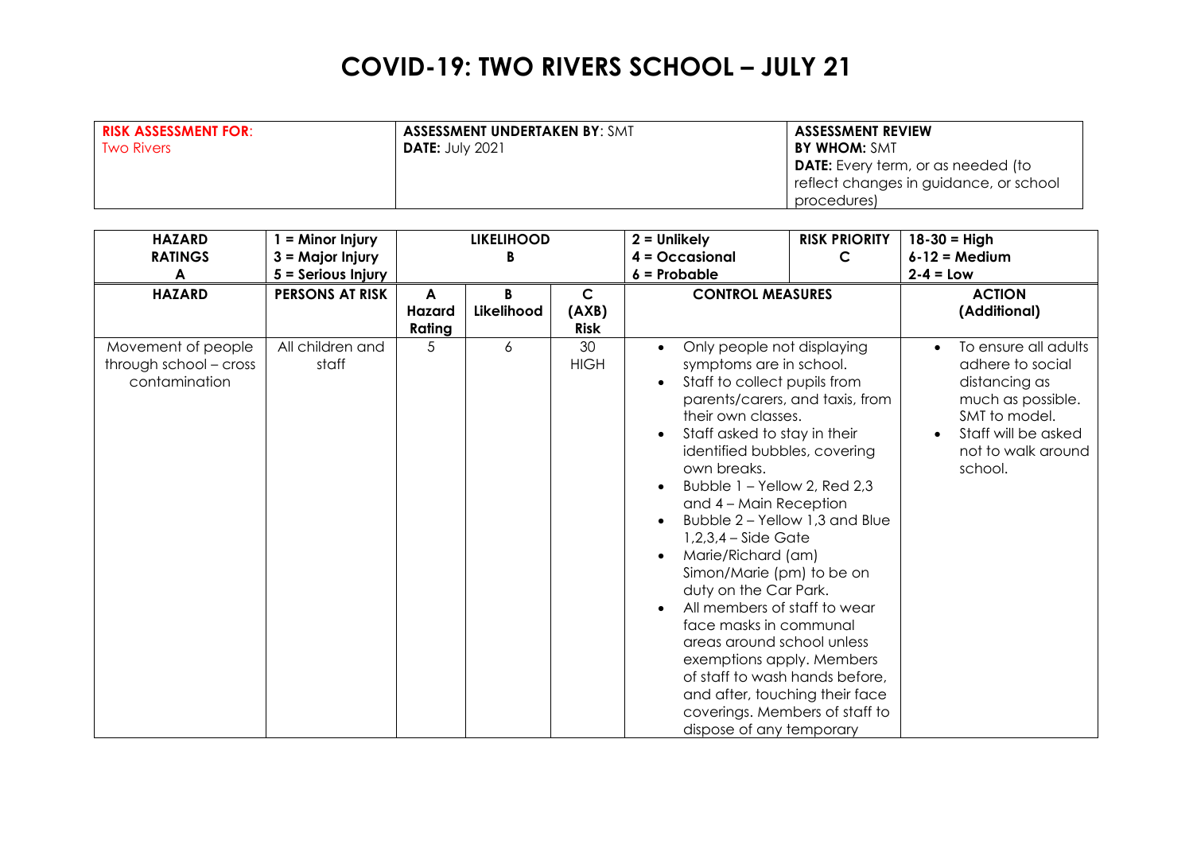# COVID-19: TWO RIVERS SCHOOL – JULY 21

| **RISK ASSESSMENT FOR**: Two Rivers | **ASSESSMENT UNDERTAKEN BY**: SMT **DATE:** July 2021 | **ASSESSMENT REVIEW** **BY WHOM:** SMT **DATE:** Every term, or as needed (to reflect changes in guidance, or school procedures) |
|---|---|---|

| **HAZARD RATINGS A** | **1 = Minor Injury 3 = Major Injury 5 = Serious Injury** | **LIKELIHOOD B** | | | **2 = Unlikely 4 = Occasional 6 = Probable** | **RISK PRIORITY C** | **18-30 = High 6-12 = Medium 2-4 = Low** |
|---|---|---|---|---|---|---|---|
| **HAZARD** | **PERSONS AT RISK** | **A Hazard Rating** | **B Likelihood** | **C (AXB) Risk** | **CONTROL MEASURES** | | **ACTION (Additional)** |
| Movement of people through school – cross contamination | All children and staff | 5 | 6 | 30 HIGH | • Only people not displaying symptoms are in school. • Staff to collect pupils from parents/carers, and taxis, from their own classes. • Staff asked to stay in their identified bubbles, covering own breaks. • Bubble 1 – Yellow 2, Red 2,3 and 4 – Main Reception • Bubble 2 – Yellow 1,3 and Blue 1,2,3,4 – Side Gate • Marie/Richard (am) Simon/Marie (pm) to be on duty on the Car Park. • All members of staff to wear face masks in communal areas around school unless exemptions apply. Members of staff to wash hands before, and after, touching their face coverings. Members of staff to dispose of any temporary | | • To ensure all adults adhere to social distancing as much as possible. SMT to model. • Staff will be asked not to walk around school. |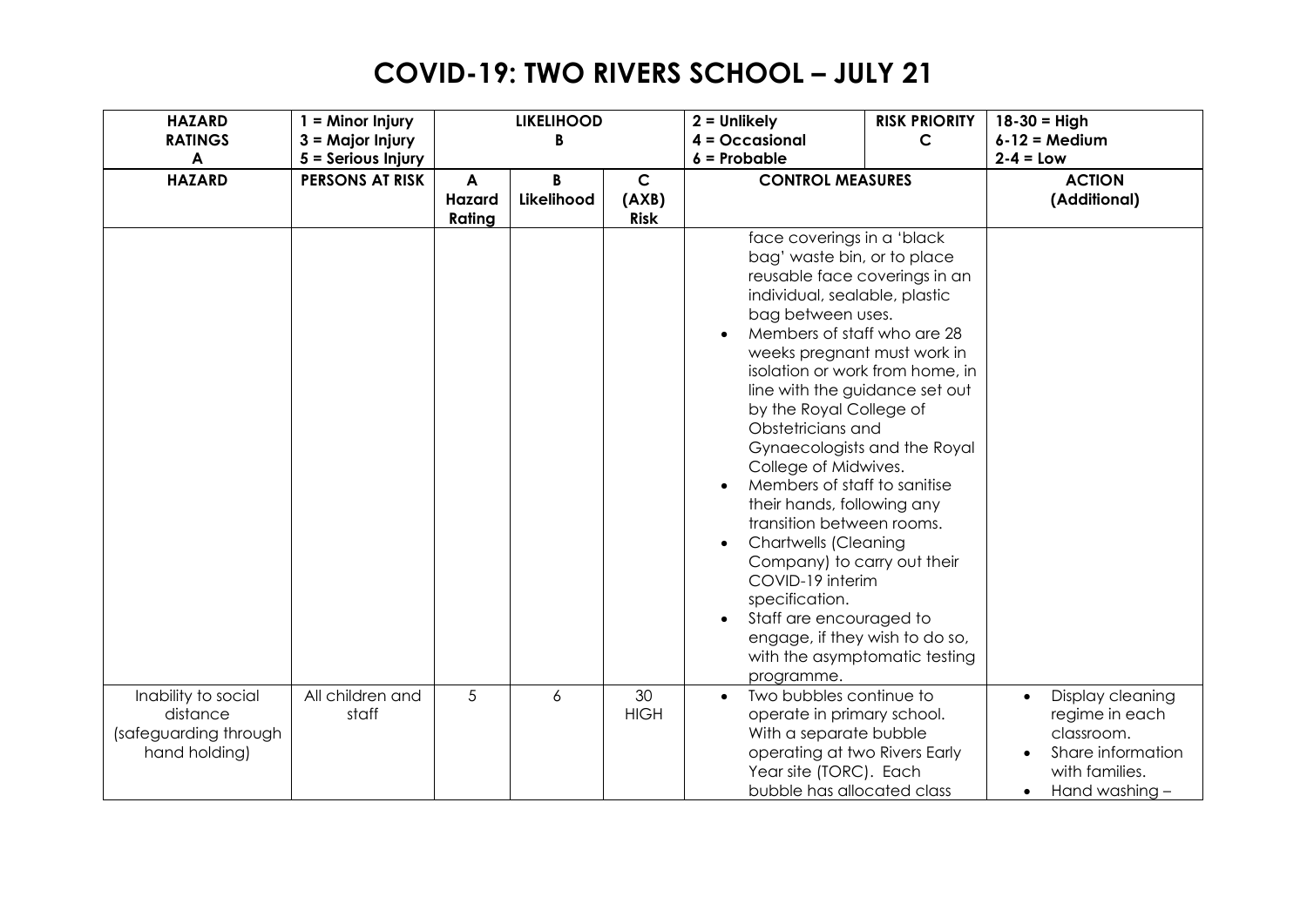# COVID-19: TWO RIVERS SCHOOL – JULY 21

| HAZARD RATINGS A | 1 = Minor Injury 3 = Major Injury 5 = Serious Injury | LIKELIHOOD B | | | 2 = Unlikely 4 = Occasional 6 = Probable | RISK PRIORITY C | 18-30 = High 6-12 = Medium 2-4 = Low |
|---|---|---|---|---|---|---|---|
| **HAZARD** | **PERSONS AT RISK** | **A Hazard Rating** | **B Likelihood** | **C (AXB) Risk** | **CONTROL MEASURES** | | **ACTION (Additional)** |
| | | | | | face coverings in a 'black bag' waste bin, or to place reusable face coverings in an individual, sealable, plastic bag between uses.<br>• Members of staff who are 28 weeks pregnant must work in isolation or work from home, in line with the guidance set out by the Royal College of Obstetricians and Gynaecologists and the Royal College of Midwives.<br>• Members of staff to sanitise their hands, following any transition between rooms.<br>• Chartwells (Cleaning Company) to carry out their COVID-19 interim specification.<br>• Staff are encouraged to engage, if they wish to do so, with the asymptomatic testing programme. | | |
| Inability to social distance (safeguarding through hand holding) | All children and staff | 5 | 6 | 30 HIGH | • Two bubbles continue to operate in primary school. With a separate bubble operating at two Rivers Early Year site (TORC). Each bubble has allocated class | | • Display cleaning regime in each classroom.<br>• Share information with families.<br>• Hand washing – |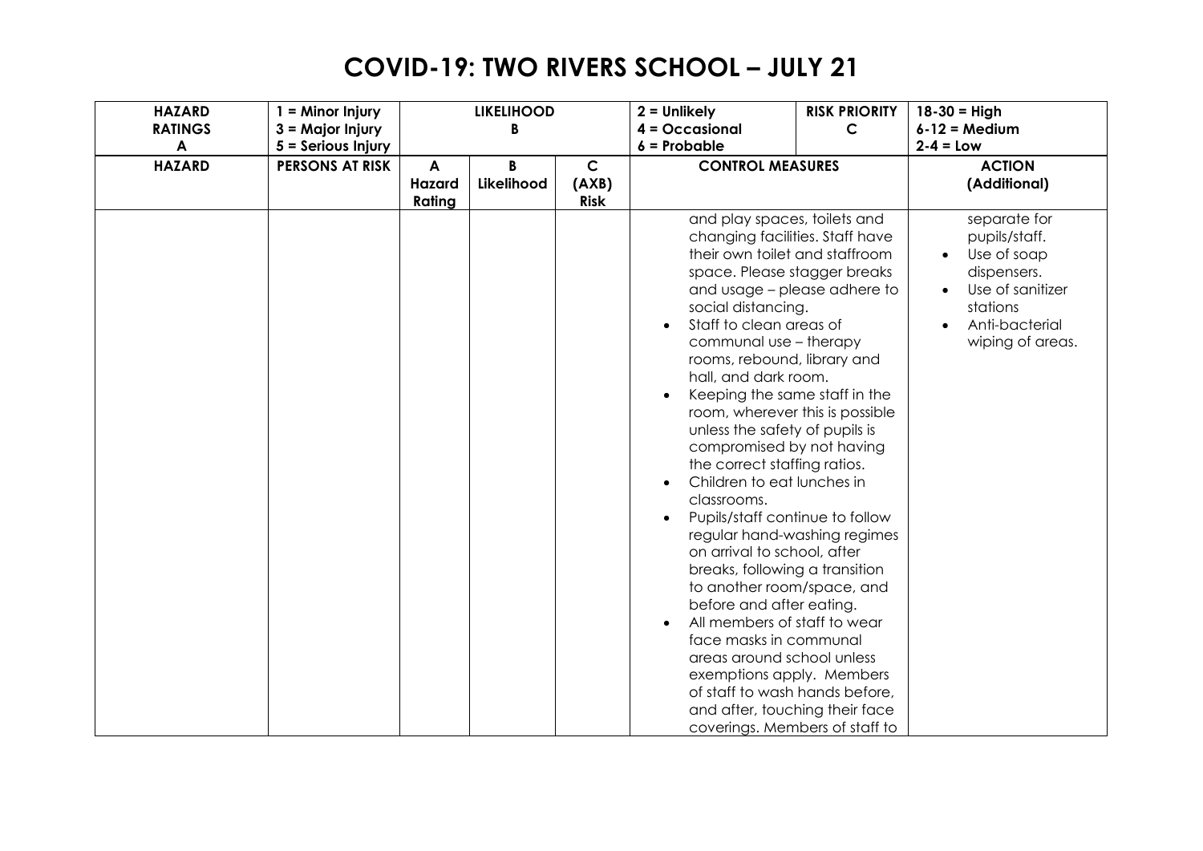# COVID-19: TWO RIVERS SCHOOL – JULY 21

| HAZARD RATINGS A | 1 = Minor Injury 3 = Major Injury 5 = Serious Injury | LIKELIHOOD B | | | 2 = Unlikely 4 = Occasional 6 = Probable | RISK PRIORITY C | 18-30 = High 6-12 = Medium 2-4 = Low |
|---|---|---|---|---|---|---|---|
| **HAZARD** | **PERSONS AT RISK** | **A Hazard Rating** | **B Likelihood** | **C (AXB) Risk** | **CONTROL MEASURES** | | **ACTION (Additional)** |
| | | | | | and play spaces, toilets and changing facilities. Staff have their own toilet and staffroom space. Please stagger breaks and usage – please adhere to social distancing.<br>• Staff to clean areas of communal use – therapy rooms, rebound, library and hall, and dark room.<br>• Keeping the same staff in the room, wherever this is possible unless the safety of pupils is compromised by not having the correct staffing ratios.<br>• Children to eat lunches in classrooms.<br>• Pupils/staff continue to follow regular hand-washing regimes on arrival to school, after breaks, following a transition to another room/space, and before and after eating.<br>• All members of staff to wear face masks in communal areas around school unless exemptions apply. Members of staff to wash hands before, and after, touching their face coverings. Members of staff to | | separate for pupils/staff.<br>• Use of soap dispensers.<br>• Use of sanitizer stations<br>• Anti-bacterial wiping of areas. |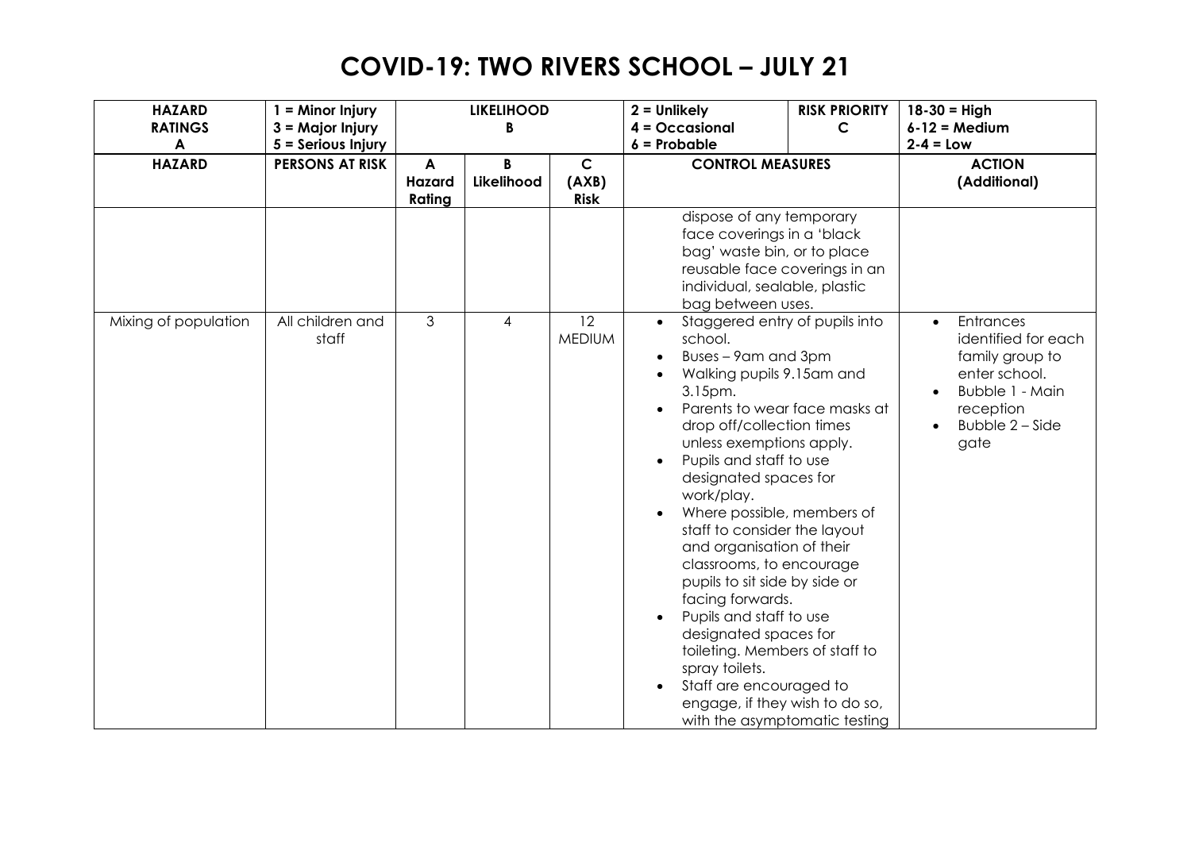# COVID-19: TWO RIVERS SCHOOL – JULY 21

| HAZARD RATINGS A | 1 = Minor Injury<br>3 = Major Injury<br>5 = Serious Injury | LIKELIHOOD B | | | 2 = Unlikely<br>4 = Occasional<br>6 = Probable | RISK PRIORITY C | 18-30 = High<br>6-12 = Medium<br>2-4 = Low |
|---|---|---|---|---|---|---|---|
| **HAZARD** | **PERSONS AT RISK** | **A Hazard Rating** | **B Likelihood** | **C (AXB) Risk** | **CONTROL MEASURES** | | **ACTION (Additional)** |
| | | | | | dispose of any temporary face coverings in a 'black bag' waste bin, or to place reusable face coverings in an individual, sealable, plastic bag between uses. | | |
| Mixing of population | All children and staff | 3 | 4 | 12 MEDIUM | • Staggered entry of pupils into school.<br>• Buses – 9am and 3pm<br>• Walking pupils 9.15am and 3.15pm.<br>• Parents to wear face masks at drop off/collection times unless exemptions apply.<br>• Pupils and staff to use designated spaces for work/play.<br>• Where possible, members of staff to consider the layout and organisation of their classrooms, to encourage pupils to sit side by side or facing forwards.<br>• Pupils and staff to use designated spaces for toileting. Members of staff to spray toilets.<br>• Staff are encouraged to engage, if they wish to do so, with the asymptomatic testing | | • Entrances identified for each family group to enter school.<br>• Bubble 1 - Main reception<br>• Bubble 2 – Side gate |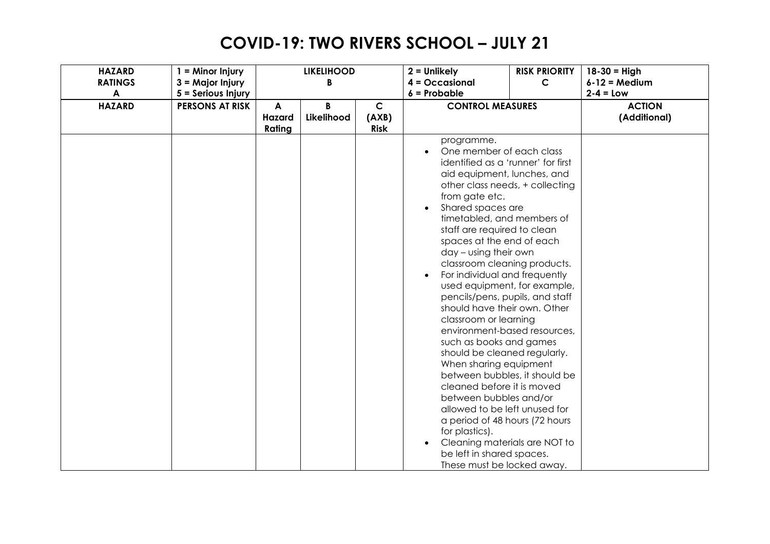# COVID-19: TWO RIVERS SCHOOL – JULY 21

| HAZARD RATINGS A | 1 = Minor Injury 3 = Major Injury 5 = Serious Injury | LIKELIHOOD B | | | 2 = Unlikely 4 = Occasional 6 = Probable | RISK PRIORITY C | 18-30 = High 6-12 = Medium 2-4 = Low |
|---|---|---|---|---|---|---|---|
| **HAZARD** | **PERSONS AT RISK** | **A Hazard Rating** | **B Likelihood** | **C (AXB) Risk** | **CONTROL MEASURES** | | **ACTION (Additional)** |
| | | | | | programme.<br>• One member of each class identified as a 'runner' for first aid equipment, lunches, and other class needs, + collecting from gate etc.<br>• Shared spaces are timetabled, and members of staff are required to clean spaces at the end of each day – using their own classroom cleaning products.<br>• For individual and frequently used equipment, for example, pencils/pens, pupils, and staff should have their own. Other classroom or learning environment-based resources, such as books and games should be cleaned regularly. When sharing equipment between bubbles, it should be cleaned before it is moved between bubbles and/or allowed to be left unused for a period of 48 hours (72 hours for plastics).<br>• Cleaning materials are NOT to be left in shared spaces. These must be locked away. | | |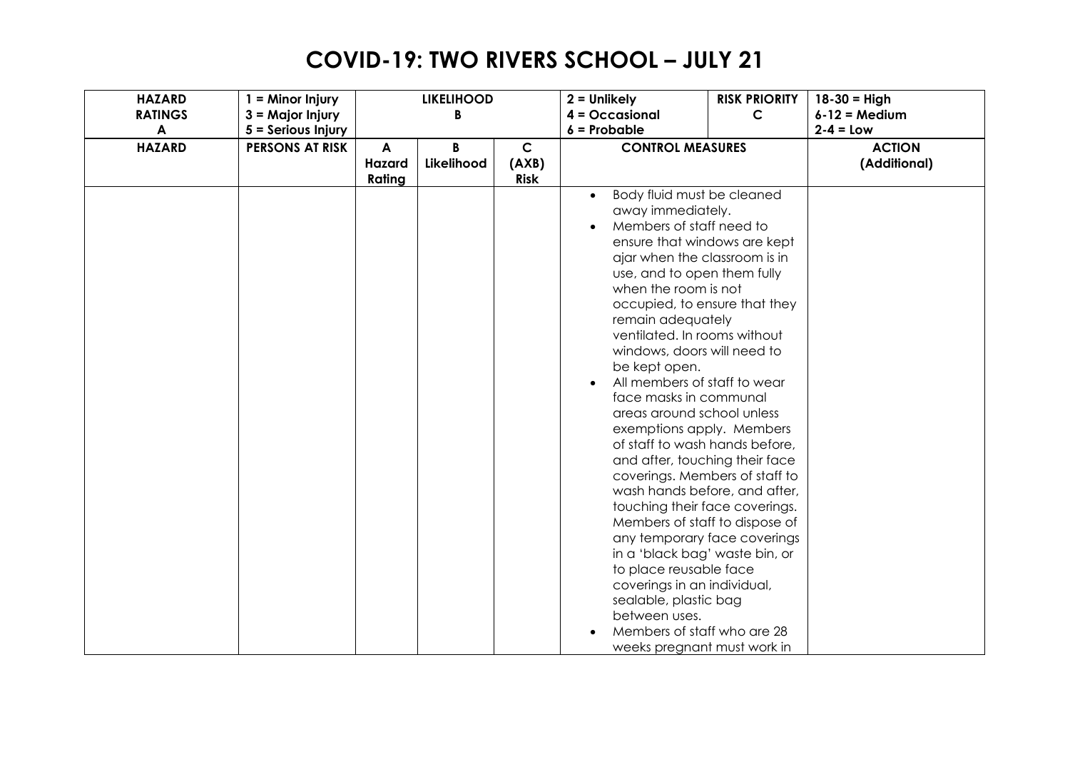# COVID-19: TWO RIVERS SCHOOL – JULY 21

| HAZARD RATINGS A | 1 = Minor Injury 3 = Major Injury 5 = Serious Injury | LIKELIHOOD B | | | 2 = Unlikely 4 = Occasional 6 = Probable | RISK PRIORITY C | 18-30 = High 6-12 = Medium 2-4 = Low |
|---|---|---|---|---|---|---|---|
| **HAZARD** | **PERSONS AT RISK** | **A Hazard Rating** | **B Likelihood** | **C (AXB) Risk** | **CONTROL MEASURES** | | **ACTION (Additional)** |
| | | | | | • Body fluid must be cleaned away immediately.<br>• Members of staff need to ensure that windows are kept ajar when the classroom is in use, and to open them fully when the room is not occupied, to ensure that they remain adequately ventilated. In rooms without windows, doors will need to be kept open.<br>• All members of staff to wear face masks in communal areas around school unless exemptions apply. Members of staff to wash hands before, and after, touching their face coverings. Members of staff to wash hands before, and after, touching their face coverings. Members of staff to dispose of any temporary face coverings in a 'black bag' waste bin, or to place reusable face coverings in an individual, sealable, plastic bag between uses.<br>• Members of staff who are 28 weeks pregnant must work in | | |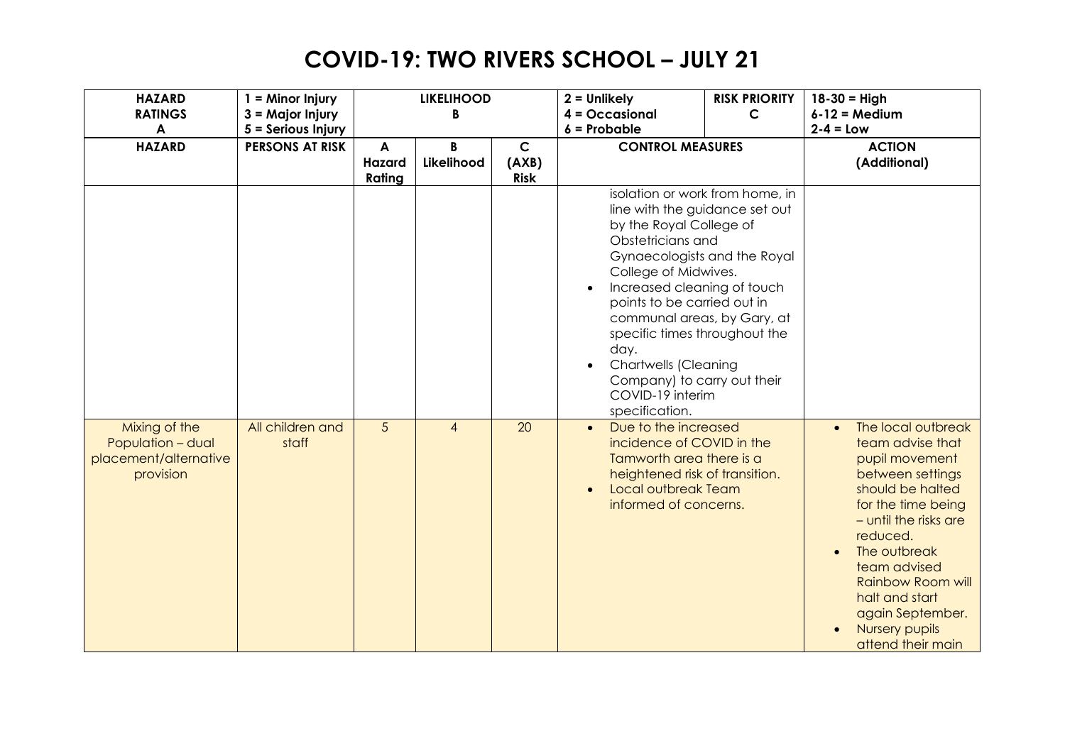# COVID-19: TWO RIVERS SCHOOL – JULY 21

| HAZARD RATINGS A | 1 = Minor Injury 3 = Major Injury 5 = Serious Injury | LIKELIHOOD B | | | 2 = Unlikely 4 = Occasional 6 = Probable | RISK PRIORITY C | 18-30 = High 6-12 = Medium 2-4 = Low |
|---|---|---|---|---|---|---|---|
| **HAZARD** | **PERSONS AT RISK** | **A Hazard Rating** | **B Likelihood** | **C (AXB) Risk** | **CONTROL MEASURES** | | **ACTION (Additional)** |
| | | | | | isolation or work from home, in line with the guidance set out by the Royal College of Obstetricians and Gynaecologists and the Royal College of Midwives.<br>• Increased cleaning of touch points to be carried out in communal areas, by Gary, at specific times throughout the day.<br>• Chartwells (Cleaning Company) to carry out their COVID-19 interim specification. | | |
| Mixing of the Population – dual placement/alternative provision | All children and staff | 5 | 4 | 20 | • Due to the increased incidence of COVID in the Tamworth area there is a heightened risk of transition.<br>• Local outbreak Team informed of concerns. | | • The local outbreak team advise that pupil movement between settings should be halted for the time being – until the risks are reduced.<br>• The outbreak team advised Rainbow Room will halt and start again September.<br>• Nursery pupils attend their main |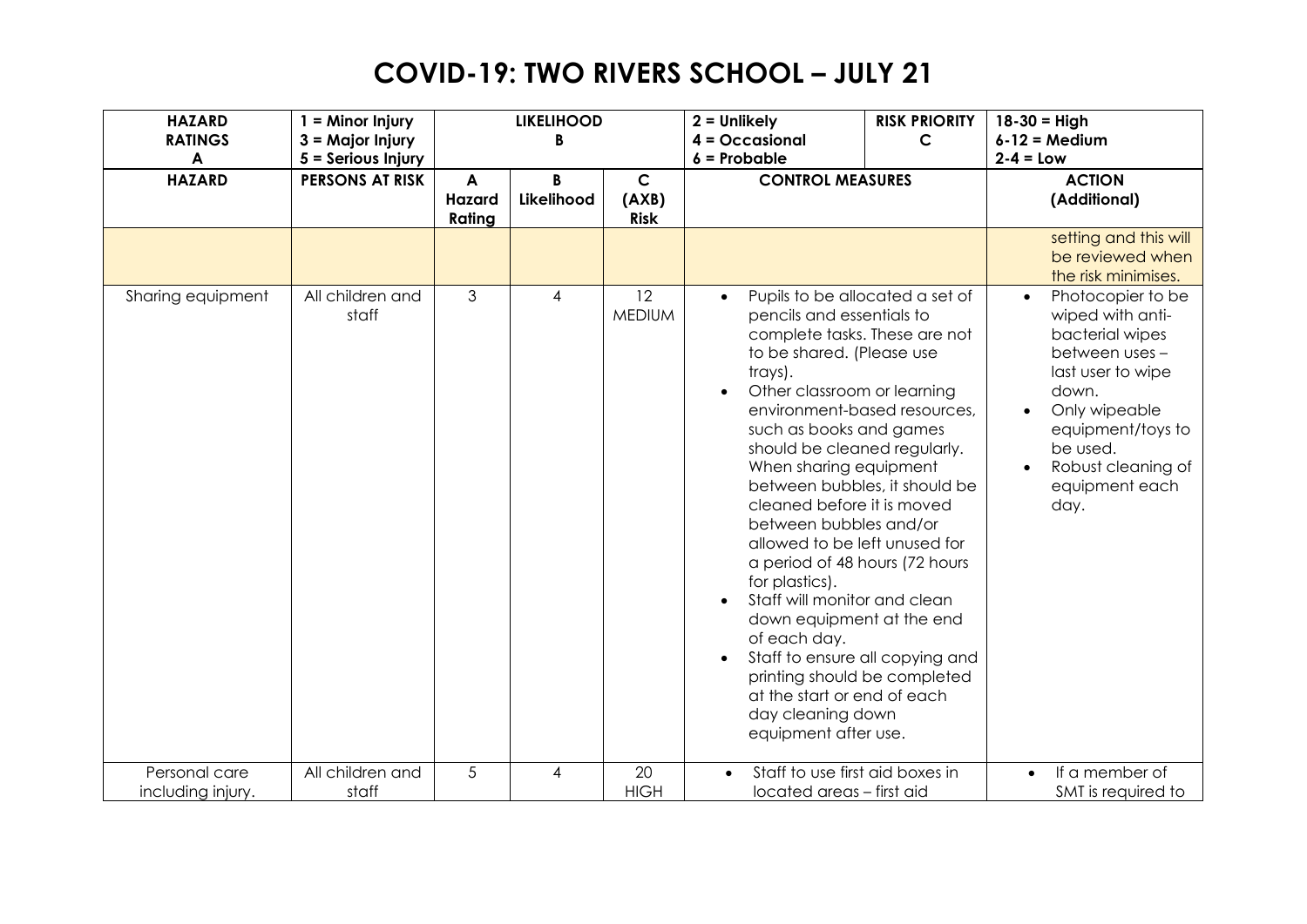# COVID-19: TWO RIVERS SCHOOL – JULY 21

| HAZARD RATINGS A | 1 = Minor Injury 3 = Major Injury 5 = Serious Injury | LIKELIHOOD B | | | 2 = Unlikely 4 = Occasional 6 = Probable | RISK PRIORITY C | 18-30 = High 6-12 = Medium 2-4 = Low |
|---|---|---|---|---|---|---|---|
| **HAZARD** | **PERSONS AT RISK** | **A Hazard Rating** | **B Likelihood** | **C (AXB) Risk** | **CONTROL MEASURES** | | **ACTION (Additional)** |
| | | | | | | | setting and this will be reviewed when the risk minimises. |
| Sharing equipment | All children and staff | 3 | 4 | 12 MEDIUM | • Pupils to be allocated a set of pencils and essentials to complete tasks. These are not to be shared. (Please use trays). • Other classroom or learning environment-based resources, such as books and games should be cleaned regularly. When sharing equipment between bubbles, it should be cleaned before it is moved between bubbles and/or allowed to be left unused for a period of 48 hours (72 hours for plastics). • Staff will monitor and clean down equipment at the end of each day. • Staff to ensure all copying and printing should be completed at the start or end of each day cleaning down equipment after use. | | • Photocopier to be wiped with anti-bacterial wipes between uses – last user to wipe down. • Only wipeable equipment/toys to be used. • Robust cleaning of equipment each day. |
| Personal care including injury. | All children and staff | 5 | 4 | 20 HIGH | • Staff to use first aid boxes in located areas – first aid | | • If a member of SMT is required to |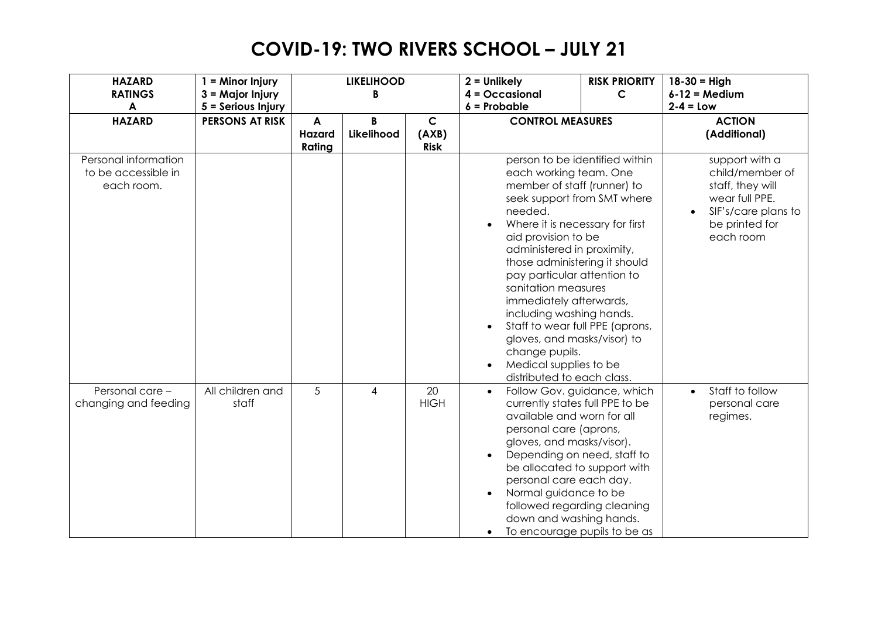# COVID-19: TWO RIVERS SCHOOL – JULY 21

| HAZARD RATINGS A | 1 = Minor Injury 3 = Major Injury 5 = Serious Injury | LIKELIHOOD B | | | 2 = Unlikely 4 = Occasional 6 = Probable | RISK PRIORITY C | 18-30 = High 6-12 = Medium 2-4 = Low |
|---|---|---|---|---|---|---|---|
| **HAZARD** | **PERSONS AT RISK** | **A Hazard Rating** | **B Likelihood** | **C (AXB) Risk** | **CONTROL MEASURES** | | **ACTION (Additional)** |
| Personal information to be accessible in each room. | | | | | person to be identified within each working team. One member of staff (runner) to seek support from SMT where needed.<br>• Where it is necessary for first aid provision to be administered in proximity, those administering it should pay particular attention to sanitation measures immediately afterwards, including washing hands.<br>• Staff to wear full PPE (aprons, gloves, and masks/visor) to change pupils.<br>• Medical supplies to be distributed to each class. | | support with a child/member of staff, they will wear full PPE.<br>• SIF's/care plans to be printed for each room |
| Personal care – changing and feeding | All children and staff | 5 | 4 | 20 HIGH | • Follow Gov. guidance, which currently states full PPE to be available and worn for all personal care (aprons, gloves, and masks/visor).<br>• Depending on need, staff to be allocated to support with personal care each day.<br>• Normal guidance to be followed regarding cleaning down and washing hands.<br>• To encourage pupils to be as | | • Staff to follow personal care regimes. |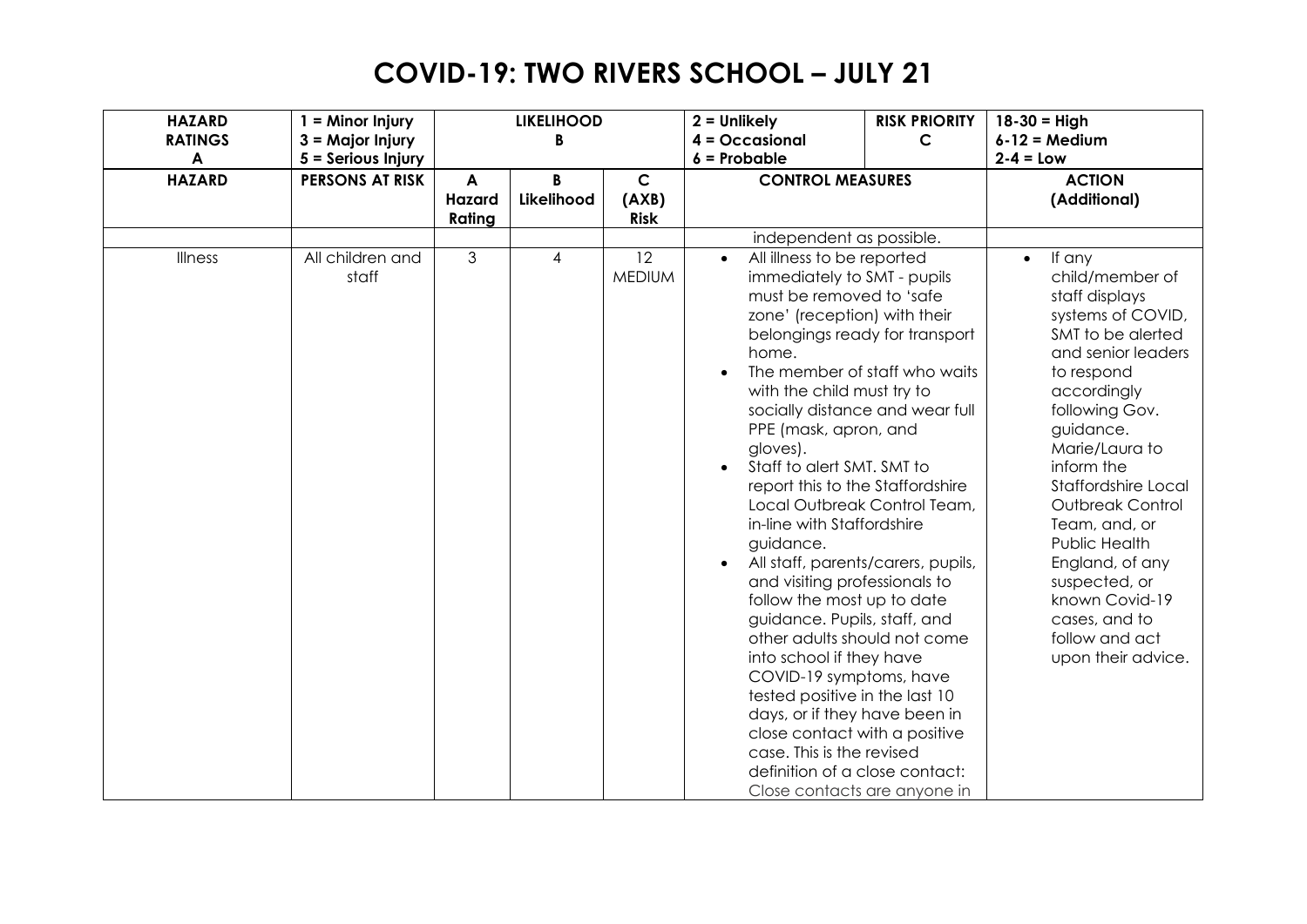# COVID-19: TWO RIVERS SCHOOL – JULY 21

| HAZARD RATINGS A | 1 = Minor Injury 3 = Major Injury 5 = Serious Injury | LIKELIHOOD B | | | 2 = Unlikely 4 = Occasional 6 = Probable | RISK PRIORITY C | 18-30 = High 6-12 = Medium 2-4 = Low |
|---|---|---|---|---|---|---|---|
| **HAZARD** | **PERSONS AT RISK** | **A Hazard Rating** | **B Likelihood** | **C (AXB) Risk** | **CONTROL MEASURES** | | **ACTION (Additional)** |
| | | | | | independent as possible. | | |
| Illness | All children and staff | 3 | 4 | 12 MEDIUM | • All illness to be reported immediately to SMT - pupils must be removed to 'safe zone' (reception) with their belongings ready for transport home.<br>• The member of staff who waits with the child must try to socially distance and wear full PPE (mask, apron, and gloves).<br>• Staff to alert SMT. SMT to report this to the Staffordshire Local Outbreak Control Team, in-line with Staffordshire guidance.<br>• All staff, parents/carers, pupils, and visiting professionals to follow the most up to date guidance. Pupils, staff, and other adults should not come into school if they have COVID-19 symptoms, have tested positive in the last 10 days, or if they have been in close contact with a positive case. This is the revised definition of a close contact: Close contacts are anyone in | | • If any child/member of staff displays systems of COVID, SMT to be alerted and senior leaders to respond accordingly following Gov. guidance. Marie/Laura to inform the Staffordshire Local Outbreak Control Team, and, or Public Health England, of any suspected, or known Covid-19 cases, and to follow and act upon their advice. |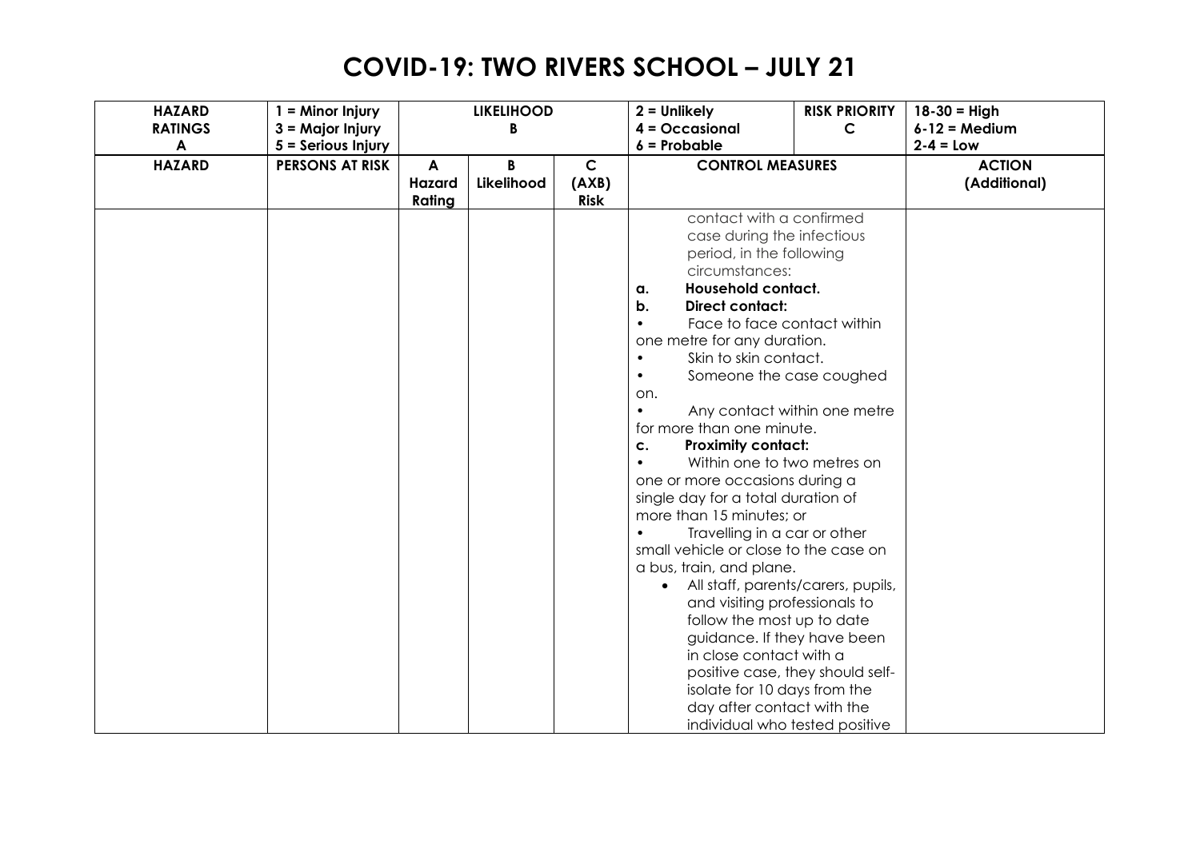# COVID-19: TWO RIVERS SCHOOL – JULY 21

| HAZARD RATINGS A | 1 = Minor Injury 3 = Major Injury 5 = Serious Injury | LIKELIHOOD B | | | 2 = Unlikely 4 = Occasional 6 = Probable | RISK PRIORITY C | 18-30 = High 6-12 = Medium 2-4 = Low |
|---|---|---|---|---|---|---|---|
| **HAZARD** | **PERSONS AT RISK** | **A Hazard Rating** | **B Likelihood** | **C (AXB) Risk** | **CONTROL MEASURES** | | **ACTION (Additional)** |
| | | | | | contact with a confirmed case during the infectious period, in the following circumstances:<br>**a. Household contact.**<br>**b. Direct contact:**<br>• Face to face contact within one metre for any duration.<br>• Skin to skin contact.<br>• Someone the case coughed on.<br>• Any contact within one metre for more than one minute.<br>**c. Proximity contact:**<br>• Within one to two metres on one or more occasions during a single day for a total duration of more than 15 minutes; or<br>• Travelling in a car or other small vehicle or close to the case on a bus, train, and plane.<br>• All staff, parents/carers, pupils, and visiting professionals to follow the most up to date guidance. If they have been in close contact with a positive case, they should self-isolate for 10 days from the day after contact with the individual who tested positive | | |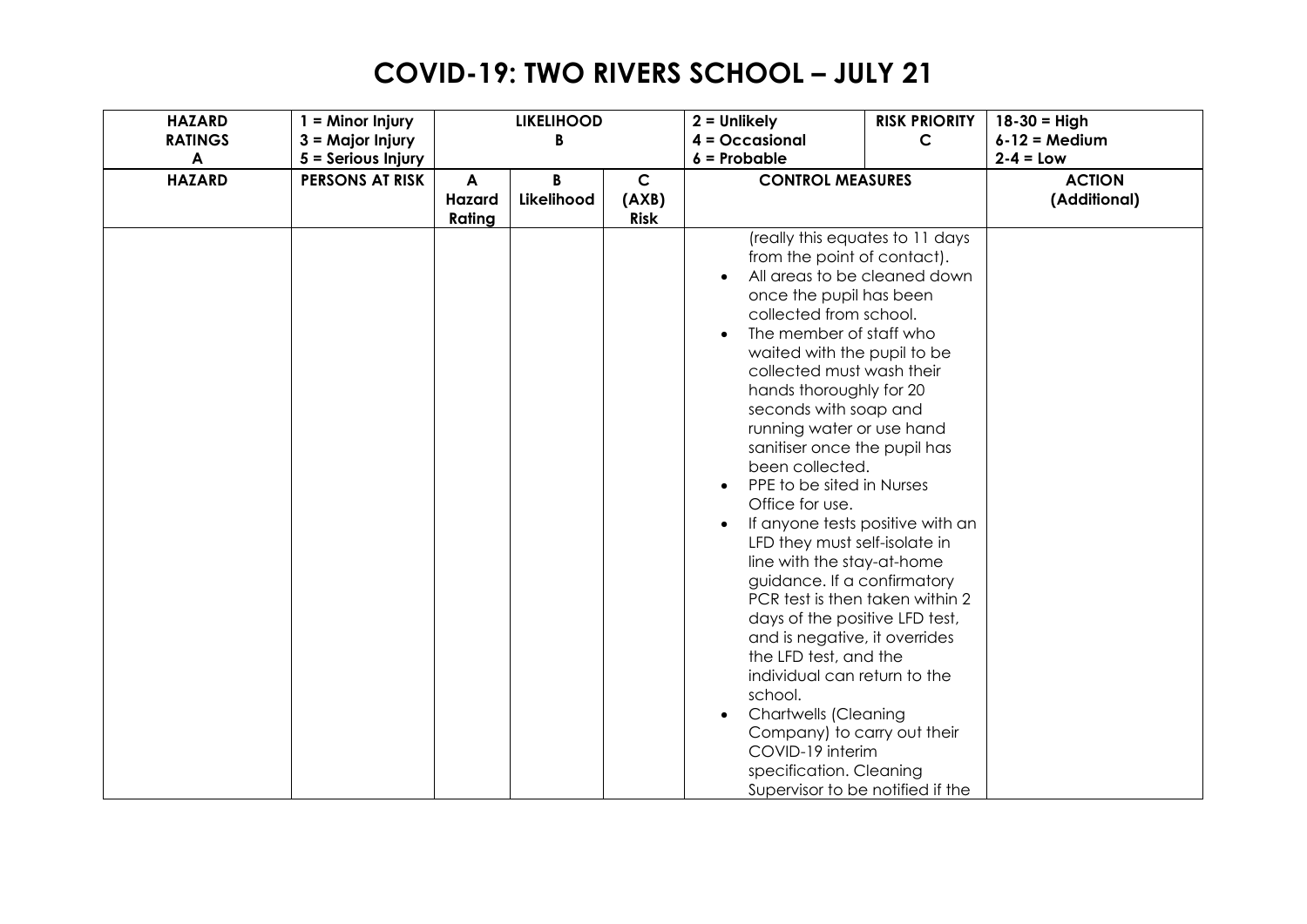# COVID-19: TWO RIVERS SCHOOL – JULY 21

| HAZARD RATINGS A | 1 = Minor Injury 3 = Major Injury 5 = Serious Injury | LIKELIHOOD B | | | 2 = Unlikely 4 = Occasional 6 = Probable | RISK PRIORITY C | 18-30 = High 6-12 = Medium 2-4 = Low |
|---|---|---|---|---|---|---|---|
| **HAZARD** | **PERSONS AT RISK** | **A Hazard Rating** | **B Likelihood** | **C (AXB) Risk** | **CONTROL MEASURES** | | **ACTION (Additional)** |
| | | | | | (really this equates to 11 days from the point of contact).<br>• All areas to be cleaned down once the pupil has been collected from school.<br>• The member of staff who waited with the pupil to be collected must wash their hands thoroughly for 20 seconds with soap and running water or use hand sanitiser once the pupil has been collected.<br>• PPE to be sited in Nurses Office for use.<br>• If anyone tests positive with an LFD they must self-isolate in line with the stay-at-home guidance. If a confirmatory PCR test is then taken within 2 days of the positive LFD test, and is negative, it overrides the LFD test, and the individual can return to the school.<br>• Chartwells (Cleaning Company) to carry out their COVID-19 interim specification. Cleaning Supervisor to be notified if the | | |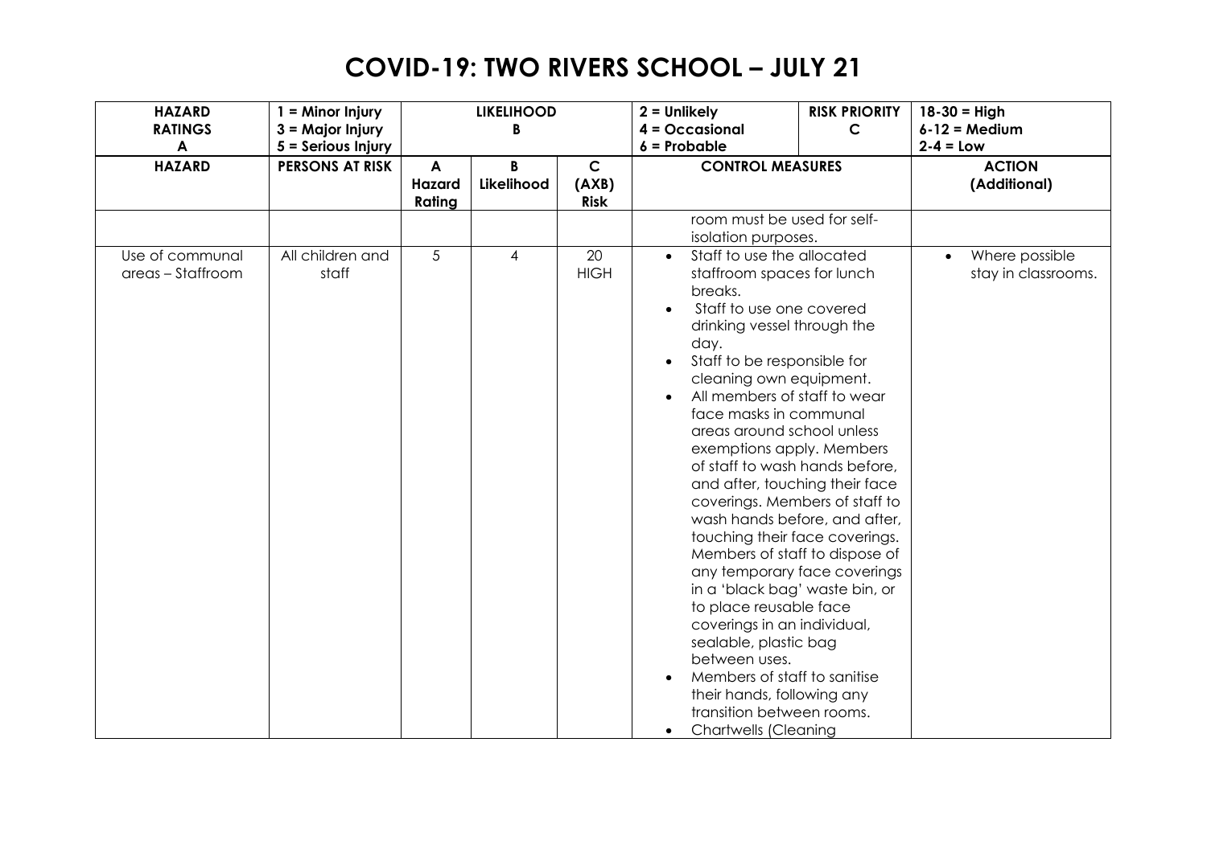# COVID-19: TWO RIVERS SCHOOL – JULY 21

| HAZARD RATINGS A | 1 = Minor Injury<br>3 = Major Injury<br>5 = Serious Injury | LIKELIHOOD B | | | 2 = Unlikely<br>4 = Occasional<br>6 = Probable | RISK PRIORITY C | 18-30 = High<br>6-12 = Medium<br>2-4 = Low |
|---|---|---|---|---|---|---|---|
| **HAZARD** | **PERSONS AT RISK** | **A Hazard Rating** | **B Likelihood** | **C (AXB) Risk** | **CONTROL MEASURES** | | **ACTION (Additional)** |
| | | | | | room must be used for self-isolation purposes. | | |
| Use of communal areas – Staffroom | All children and staff | 5 | 4 | 20 HIGH | • Staff to use the allocated staffroom spaces for lunch breaks.<br>• Staff to use one covered drinking vessel through the day.<br>• Staff to be responsible for cleaning own equipment.<br>• All members of staff to wear face masks in communal areas around school unless exemptions apply. Members of staff to wash hands before, and after, touching their face coverings. Members of staff to wash hands before, and after, touching their face coverings. Members of staff to dispose of any temporary face coverings in a 'black bag' waste bin, or to place reusable face coverings in an individual, sealable, plastic bag between uses.<br>• Members of staff to sanitise their hands, following any transition between rooms.<br>• Chartwells (Cleaning | | • Where possible stay in classrooms. |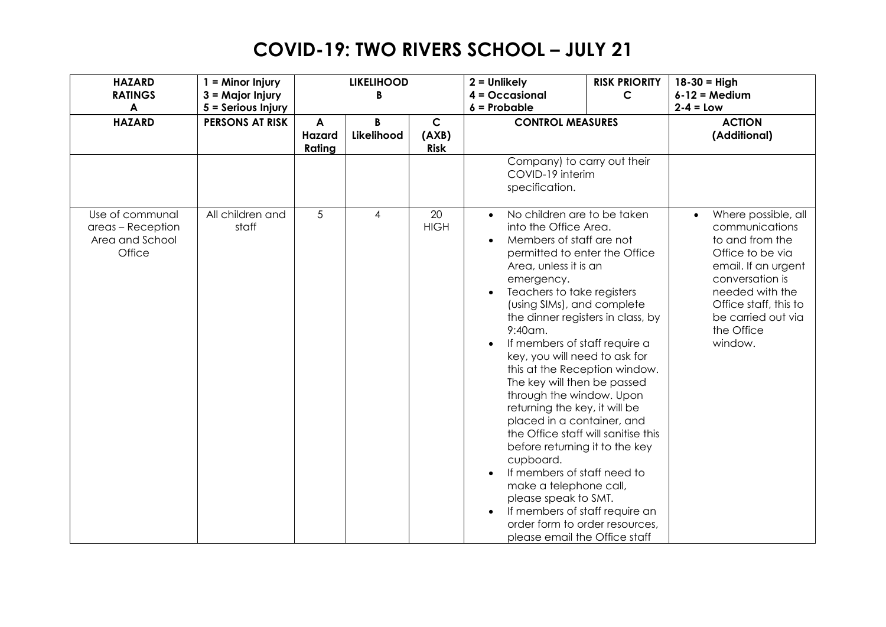# COVID-19: TWO RIVERS SCHOOL – JULY 21

| HAZARD RATINGS A | 1 = Minor Injury 3 = Major Injury 5 = Serious Injury | LIKELIHOOD B | | | 2 = Unlikely 4 = Occasional 6 = Probable | RISK PRIORITY C | 18-30 = High 6-12 = Medium 2-4 = Low |
|---|---|---|---|---|---|---|---|
| **HAZARD** | **PERSONS AT RISK** | **A Hazard Rating** | **B Likelihood** | **C (AXB) Risk** | **CONTROL MEASURES** | | **ACTION (Additional)** |
| | | | | | Company) to carry out their COVID-19 interim specification. | | |
| Use of communal areas – Reception Area and School Office | All children and staff | 5 | 4 | 20 HIGH | • No children are to be taken into the Office Area.<br>• Members of staff are not permitted to enter the Office Area, unless it is an emergency.<br>• Teachers to take registers (using SIMs), and complete the dinner registers in class, by 9:40am.<br>• If members of staff require a key, you will need to ask for this at the Reception window. The key will then be passed through the window. Upon returning the key, it will be placed in a container, and the Office staff will sanitise this before returning it to the key cupboard.<br>• If members of staff need to make a telephone call, please speak to SMT.<br>• If members of staff require an order form to order resources, please email the Office staff | | • Where possible, all communications to and from the Office to be via email. If an urgent conversation is needed with the Office staff, this to be carried out via the Office window. |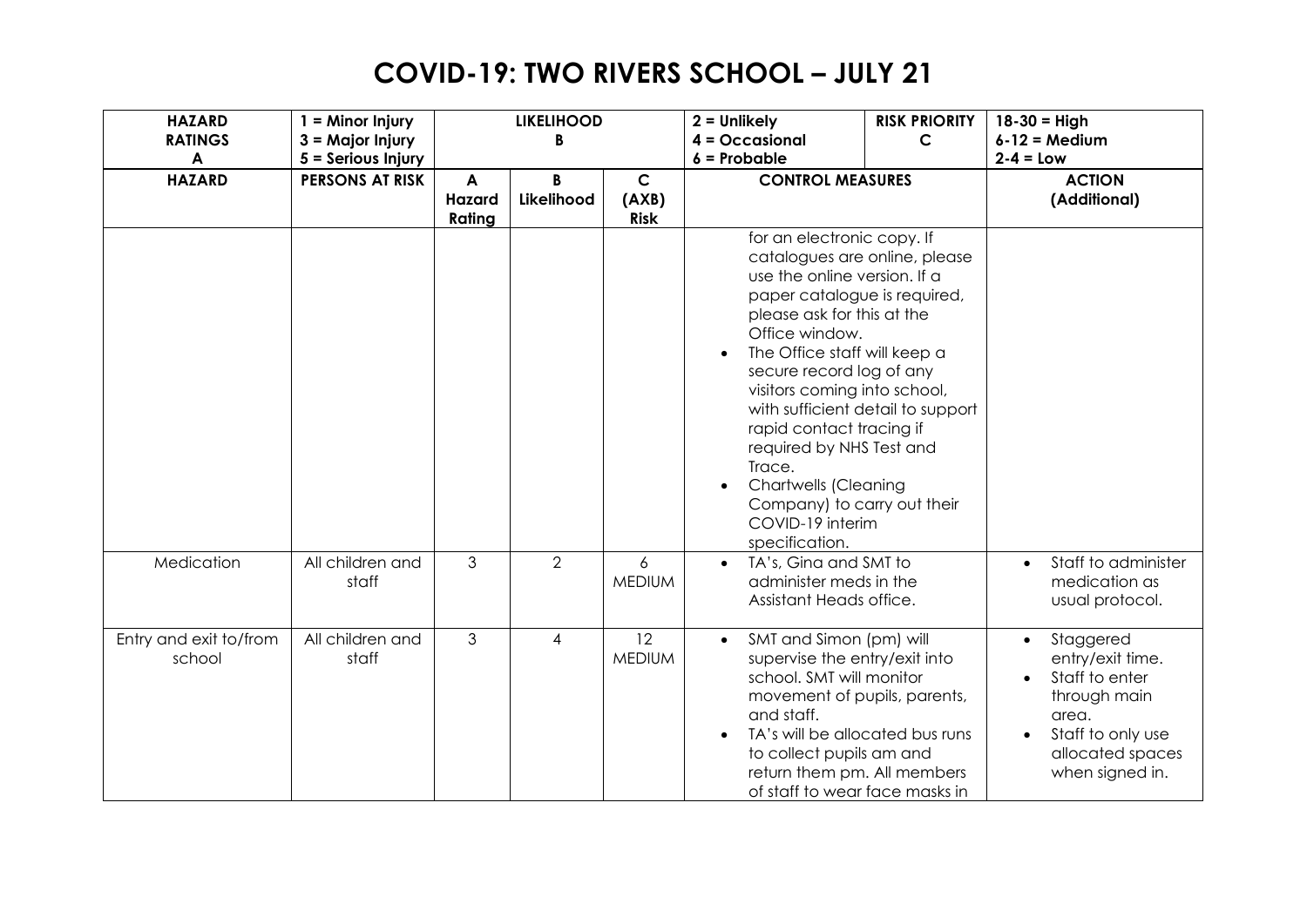# COVID-19: TWO RIVERS SCHOOL – JULY 21

| HAZARD RATINGS A | 1 = Minor Injury<br>3 = Major Injury<br>5 = Serious Injury | LIKELIHOOD B | | | 2 = Unlikely<br>4 = Occasional<br>6 = Probable | RISK PRIORITY C | 18-30 = High<br>6-12 = Medium<br>2-4 = Low |
|---|---|---|---|---|---|---|---|
| **HAZARD** | **PERSONS AT RISK** | **A Hazard Rating** | **B Likelihood** | **C (AXB) Risk** | **CONTROL MEASURES** | | **ACTION (Additional)** |
| | | | | | for an electronic copy. If catalogues are online, please use the online version. If a paper catalogue is required, please ask for this at the Office window.<br>• The Office staff will keep a secure record log of any visitors coming into school, with sufficient detail to support rapid contact tracing if required by NHS Test and Trace.<br>• Chartwells (Cleaning Company) to carry out their COVID-19 interim specification. | | |
| Medication | All children and staff | 3 | 2 | 6 MEDIUM | • TA's, Gina and SMT to administer meds in the Assistant Heads office. | | • Staff to administer medication as usual protocol. |
| Entry and exit to/from school | All children and staff | 3 | 4 | 12 MEDIUM | • SMT and Simon (pm) will supervise the entry/exit into school. SMT will monitor movement of pupils, parents, and staff.<br>• TA's will be allocated bus runs to collect pupils am and return them pm. All members of staff to wear face masks in | | • Staggered entry/exit time.<br>• Staff to enter through main area.<br>• Staff to only use allocated spaces when signed in. |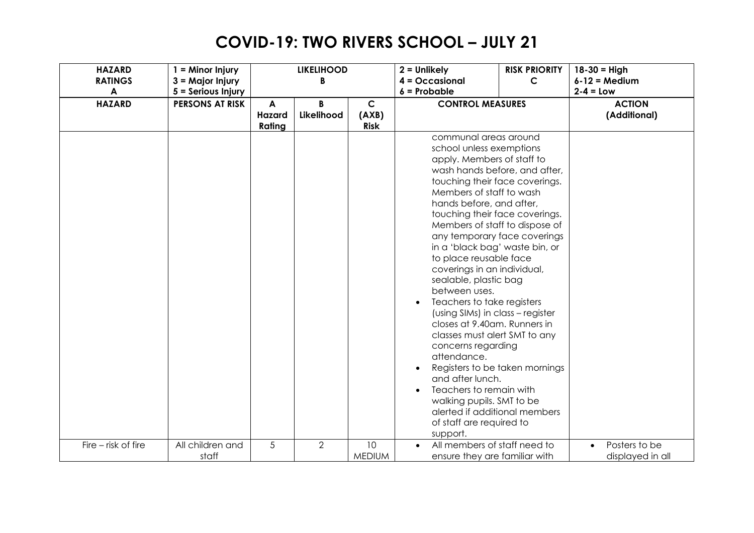# COVID-19: TWO RIVERS SCHOOL – JULY 21

| HAZARD RATINGS A | 1 = Minor Injury 3 = Major Injury 5 = Serious Injury | LIKELIHOOD B | | | 2 = Unlikely 4 = Occasional 6 = Probable | RISK PRIORITY C | 18-30 = High 6-12 = Medium 2-4 = Low |
|---|---|---|---|---|---|---|---|
| **HAZARD** | **PERSONS AT RISK** | **A Hazard Rating** | **B Likelihood** | **C (AXB) Risk** | **CONTROL MEASURES** | | **ACTION (Additional)** |
| | | | | | communal areas around school unless exemptions apply. Members of staff to wash hands before, and after, touching their face coverings. Members of staff to wash hands before, and after, touching their face coverings. Members of staff to dispose of any temporary face coverings in a 'black bag' waste bin, or to place reusable face coverings in an individual, sealable, plastic bag between uses.<br>• Teachers to take registers (using SIMs) in class – register closes at 9.40am. Runners in classes must alert SMT to any concerns regarding attendance.<br>• Registers to be taken mornings and after lunch.<br>• Teachers to remain with walking pupils. SMT to be alerted if additional members of staff are required to support. | | |
| Fire – risk of fire | All children and staff | 5 | 2 | 10 MEDIUM | • All members of staff need to ensure they are familiar with | | • Posters to be displayed in all |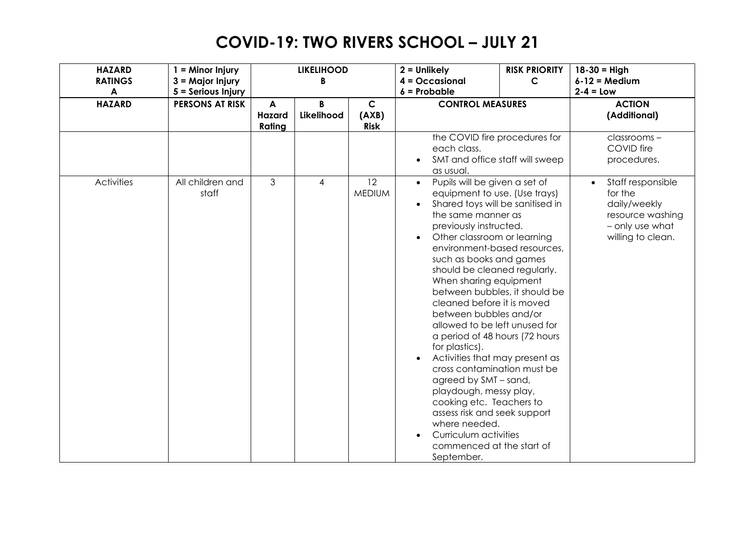# COVID-19: TWO RIVERS SCHOOL – JULY 21

| HAZARD RATINGS A | 1 = Minor Injury 3 = Major Injury 5 = Serious Injury | LIKELIHOOD B | | | 2 = Unlikely 4 = Occasional 6 = Probable | RISK PRIORITY C | 18-30 = High 6-12 = Medium 2-4 = Low |
|---|---|---|---|---|---|---|---|
| **HAZARD** | **PERSONS AT RISK** | **A Hazard Rating** | **B Likelihood** | **C (AXB) Risk** | **CONTROL MEASURES** | | **ACTION (Additional)** |
| | | | | | the COVID fire procedures for each class.<br>• SMT and office staff will sweep as usual. | | classrooms – COVID fire procedures. |
| Activities | All children and staff | 3 | 4 | 12 MEDIUM | • Pupils will be given a set of equipment to use. (Use trays)<br>• Shared toys will be sanitised in the same manner as previously instructed.<br>• Other classroom or learning environment-based resources, such as books and games should be cleaned regularly. When sharing equipment between bubbles, it should be cleaned before it is moved between bubbles and/or allowed to be left unused for a period of 48 hours (72 hours for plastics).<br>• Activities that may present as cross contamination must be agreed by SMT – sand, playdough, messy play, cooking etc. Teachers to assess risk and seek support where needed.<br>• Curriculum activities commenced at the start of September. | | • Staff responsible for the daily/weekly resource washing – only use what willing to clean. |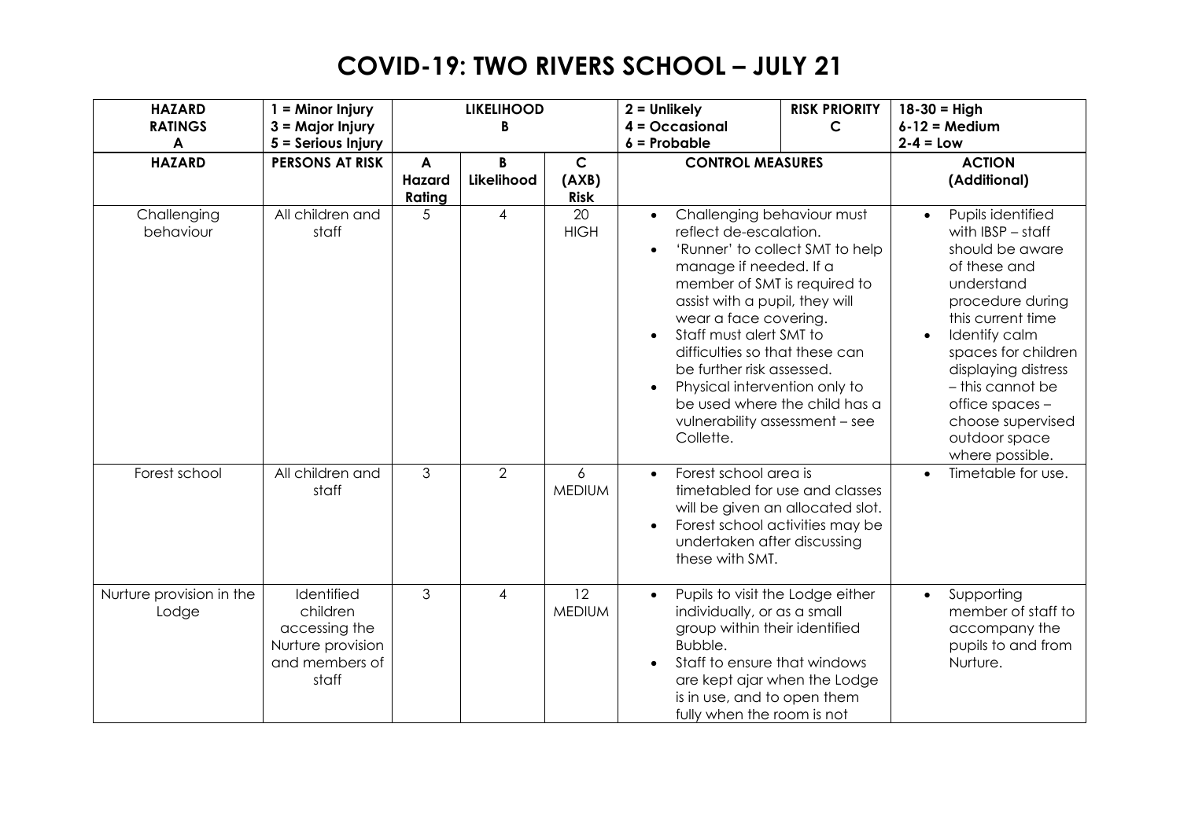# COVID-19: TWO RIVERS SCHOOL – JULY 21

| **HAZARD RATINGS A** | **1 = Minor Injury 3 = Major Injury 5 = Serious Injury** | **LIKELIHOOD B** | | | **2 = Unlikely 4 = Occasional 6 = Probable** | **RISK PRIORITY C** | **18-30 = High 6-12 = Medium 2-4 = Low** |
|---|---|---|---|---|---|---|---|
| **HAZARD** | **PERSONS AT RISK** | **A Hazard Rating** | **B Likelihood** | **C (AXB) Risk** | **CONTROL MEASURES** | | **ACTION (Additional)** |
| Challenging behaviour | All children and staff | 5 | 4 | 20 HIGH | • Challenging behaviour must reflect de-escalation.<br>• 'Runner' to collect SMT to help manage if needed. If a member of SMT is required to assist with a pupil, they will wear a face covering.<br>• Staff must alert SMT to difficulties so that these can be further risk assessed.<br>• Physical intervention only to be used where the child has a vulnerability assessment – see Collette. | | • Pupils identified with IBSP – staff should be aware of these and understand procedure during this current time<br>• Identify calm spaces for children displaying distress – this cannot be office spaces – choose supervised outdoor space where possible. |
| Forest school | All children and staff | 3 | 2 | 6 MEDIUM | • Forest school area is timetabled for use and classes will be given an allocated slot.<br>• Forest school activities may be undertaken after discussing these with SMT. | | • Timetable for use. |
| Nurture provision in the Lodge | Identified children accessing the Nurture provision and members of staff | 3 | 4 | 12 MEDIUM | • Pupils to visit the Lodge either individually, or as a small group within their identified Bubble.<br>• Staff to ensure that windows are kept ajar when the Lodge is in use, and to open them fully when the room is not | | • Supporting member of staff to accompany the pupils to and from Nurture. |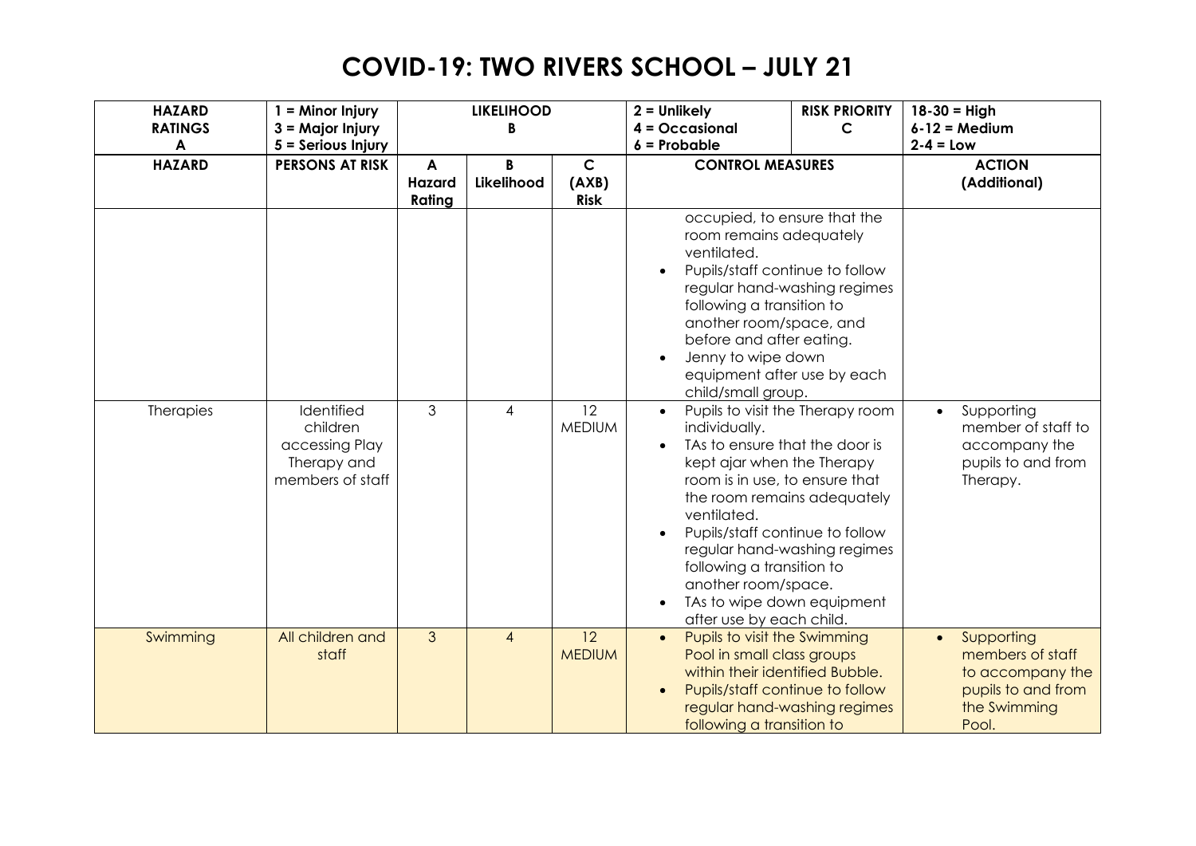# COVID-19: TWO RIVERS SCHOOL – JULY 21

| **HAZARD RATINGS A** | **1 = Minor Injury 3 = Major Injury 5 = Serious Injury** | **LIKELIHOOD B** | | | **2 = Unlikely 4 = Occasional 6 = Probable** | **RISK PRIORITY C** | **18-30 = High 6-12 = Medium 2-4 = Low** |
|---|---|---|---|---|---|---|---|
| **HAZARD** | **PERSONS AT RISK** | **A Hazard Rating** | **B Likelihood** | **C (AXB) Risk** | **CONTROL MEASURES** | | **ACTION (Additional)** |
| | | | | | occupied, to ensure that the room remains adequately ventilated.<br>• Pupils/staff continue to follow regular hand-washing regimes following a transition to another room/space, and before and after eating.<br>• Jenny to wipe down equipment after use by each child/small group. | | |
| Therapies | Identified children accessing Play Therapy and members of staff | 3 | 4 | 12 MEDIUM | • Pupils to visit the Therapy room individually.<br>• TAs to ensure that the door is kept ajar when the Therapy room is in use, to ensure that the room remains adequately ventilated.<br>• Pupils/staff continue to follow regular hand-washing regimes following a transition to another room/space.<br>• TAs to wipe down equipment after use by each child. | | • Supporting member of staff to accompany the pupils to and from Therapy. |
| Swimming | All children and staff | 3 | 4 | 12 MEDIUM | • Pupils to visit the Swimming Pool in small class groups within their identified Bubble.<br>• Pupils/staff continue to follow regular hand-washing regimes following a transition to | | • Supporting members of staff to accompany the pupils to and from the Swimming Pool. |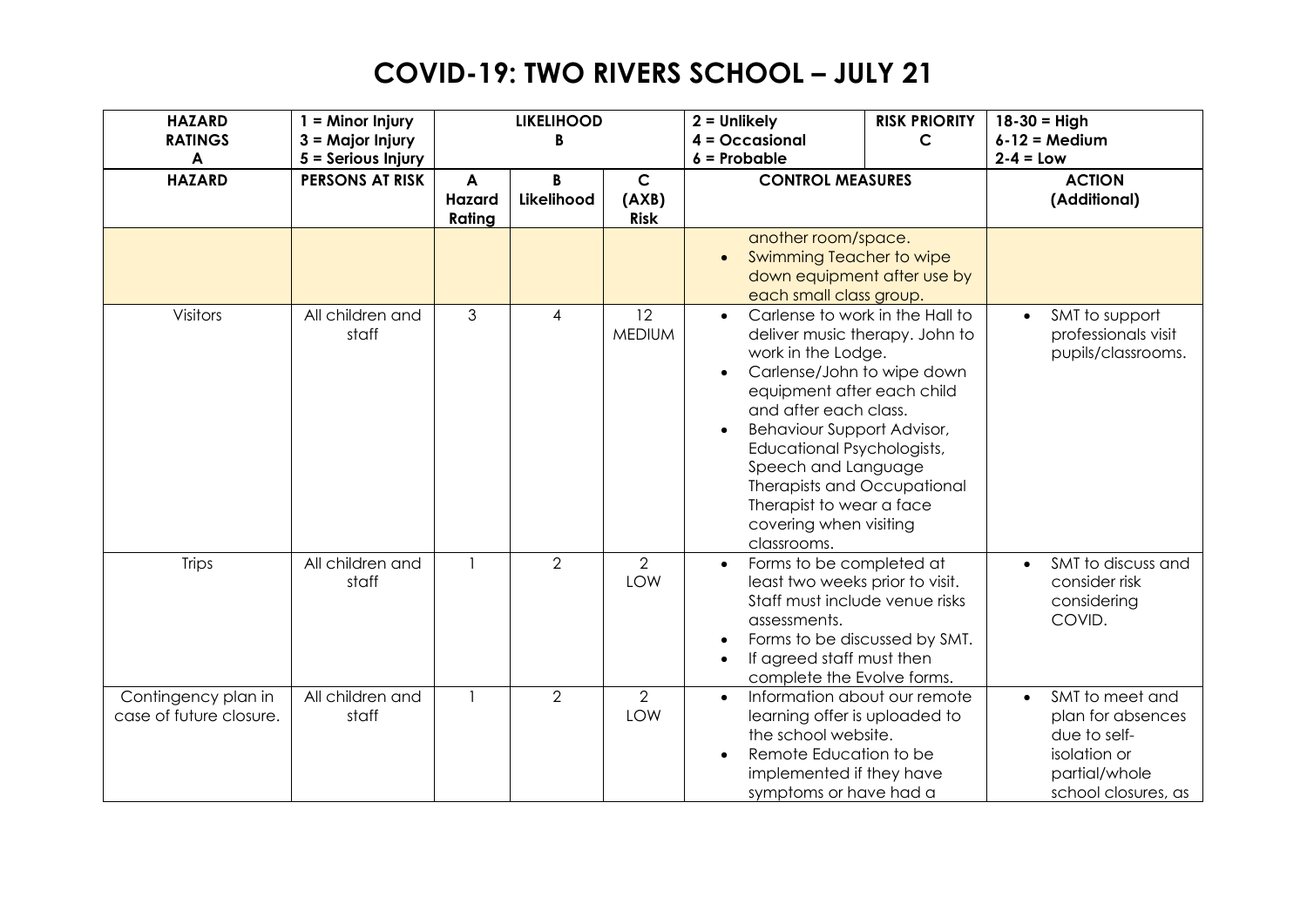# COVID-19: TWO RIVERS SCHOOL – JULY 21

| HAZARD RATINGS A | 1 = Minor Injury<br>3 = Major Injury<br>5 = Serious Injury | LIKELIHOOD B | | | 2 = Unlikely<br>4 = Occasional<br>6 = Probable | RISK PRIORITY C | 18-30 = High<br>6-12 = Medium<br>2-4 = Low |
|---|---|---|---|---|---|---|---|
| **HAZARD** | **PERSONS AT RISK** | **A Hazard Rating** | **B Likelihood** | **C (AXB) Risk** | **CONTROL MEASURES** | | **ACTION (Additional)** |
| | | | | | another room/space.<br>• Swimming Teacher to wipe down equipment after use by each small class group. | | |
| Visitors | All children and staff | 3 | 4 | 12 MEDIUM | • Carlense to work in the Hall to deliver music therapy. John to work in the Lodge.<br>• Carlense/John to wipe down equipment after each child and after each class.<br>• Behaviour Support Advisor, Educational Psychologists, Speech and Language Therapists and Occupational Therapist to wear a face covering when visiting classrooms. | | • SMT to support professionals visit pupils/classrooms. |
| Trips | All children and staff | 1 | 2 | 2 LOW | • Forms to be completed at least two weeks prior to visit. Staff must include venue risks assessments.<br>• Forms to be discussed by SMT.<br>• If agreed staff must then complete the Evolve forms. | | • SMT to discuss and consider risk considering COVID. |
| Contingency plan in case of future closure. | All children and staff | 1 | 2 | 2 LOW | • Information about our remote learning offer is uploaded to the school website.<br>• Remote Education to be implemented if they have symptoms or have had a | | • SMT to meet and plan for absences due to self-isolation or partial/whole school closures, as |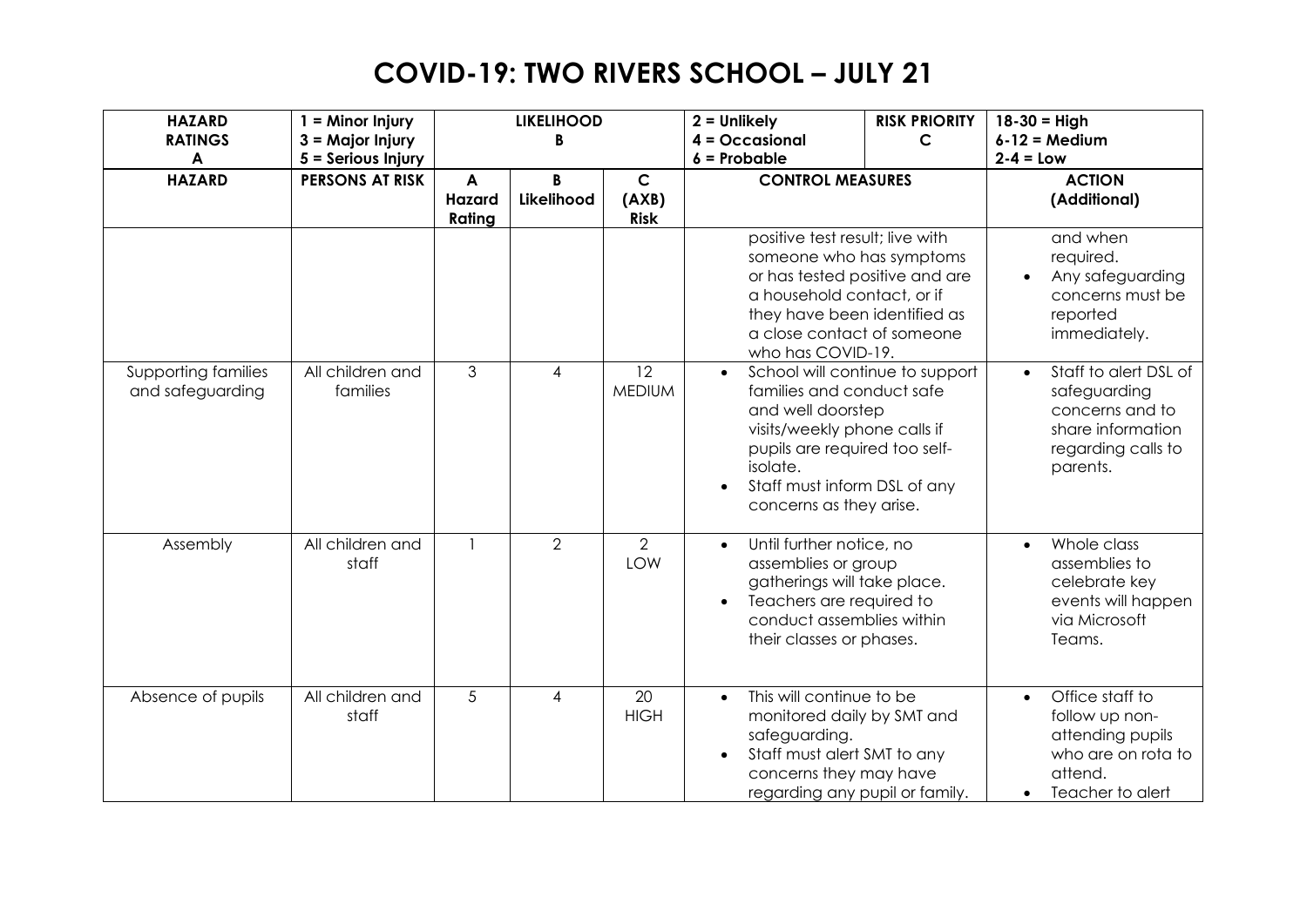# COVID-19: TWO RIVERS SCHOOL – JULY 21

| HAZARD RATINGS A | 1 = Minor Injury 3 = Major Injury 5 = Serious Injury | LIKELIHOOD B | | | 2 = Unlikely 4 = Occasional 6 = Probable | RISK PRIORITY C | 18-30 = High 6-12 = Medium 2-4 = Low |
|---|---|---|---|---|---|---|---|
| **HAZARD** | **PERSONS AT RISK** | **A Hazard Rating** | **B Likelihood** | **C (AXB) Risk** | **CONTROL MEASURES** | | **ACTION (Additional)** |
| | | | | | positive test result; live with someone who has symptoms or has tested positive and are a household contact, or if they have been identified as a close contact of someone who has COVID-19. | | and when required.<br>• Any safeguarding concerns must be reported immediately. |
| Supporting families and safeguarding | All children and families | 3 | 4 | 12 MEDIUM | • School will continue to support families and conduct safe and well doorstep visits/weekly phone calls if pupils are required too self-isolate.<br>• Staff must inform DSL of any concerns as they arise. | | • Staff to alert DSL of safeguarding concerns and to share information regarding calls to parents. |
| Assembly | All children and staff | 1 | 2 | 2 LOW | • Until further notice, no assemblies or group gatherings will take place.<br>• Teachers are required to conduct assemblies within their classes or phases. | | • Whole class assemblies to celebrate key events will happen via Microsoft Teams. |
| Absence of pupils | All children and staff | 5 | 4 | 20 HIGH | • This will continue to be monitored daily by SMT and safeguarding.<br>• Staff must alert SMT to any concerns they may have regarding any pupil or family. | | • Office staff to follow up non-attending pupils who are on rota to attend.<br>• Teacher to alert |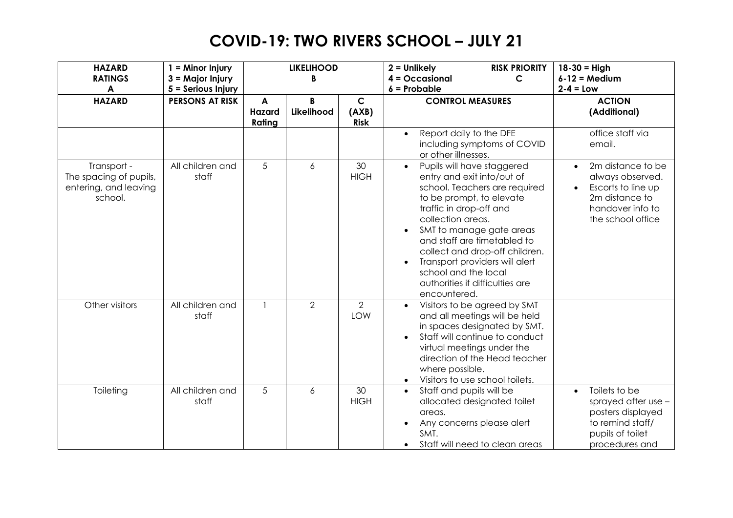# COVID-19: TWO RIVERS SCHOOL – JULY 21

| **HAZARD RATINGS A** | **1 = Minor Injury 3 = Major Injury 5 = Serious Injury** | **LIKELIHOOD B** | | | **2 = Unlikely 4 = Occasional 6 = Probable** | **RISK PRIORITY C** | **18-30 = High 6-12 = Medium 2-4 = Low** |
|---|---|---|---|---|---|---|---|
| **HAZARD** | **PERSONS AT RISK** | **A Hazard Rating** | **B Likelihood** | **C (AXB) Risk** | **CONTROL MEASURES** | | **ACTION (Additional)** |
| | | | | | • Report daily to the DFE including symptoms of COVID or other illnesses. | | office staff via email. |
| Transport - The spacing of pupils, entering, and leaving school. | All children and staff | 5 | 6 | 30 HIGH | • Pupils will have staggered entry and exit into/out of school. Teachers are required to be prompt, to elevate traffic in drop-off and collection areas. • SMT to manage gate areas and staff are timetabled to collect and drop-off children. • Transport providers will alert school and the local authorities if difficulties are encountered. | | • 2m distance to be always observed. • Escorts to line up 2m distance to handover info to the school office |
| Other visitors | All children and staff | 1 | 2 | 2 LOW | • Visitors to be agreed by SMT and all meetings will be held in spaces designated by SMT. • Staff will continue to conduct virtual meetings under the direction of the Head teacher where possible. • Visitors to use school toilets. | | |
| Toileting | All children and staff | 5 | 6 | 30 HIGH | • Staff and pupils will be allocated designated toilet areas. • Any concerns please alert SMT. • Staff will need to clean areas | | • Toilets to be sprayed after use – posters displayed to remind staff/ pupils of toilet procedures and |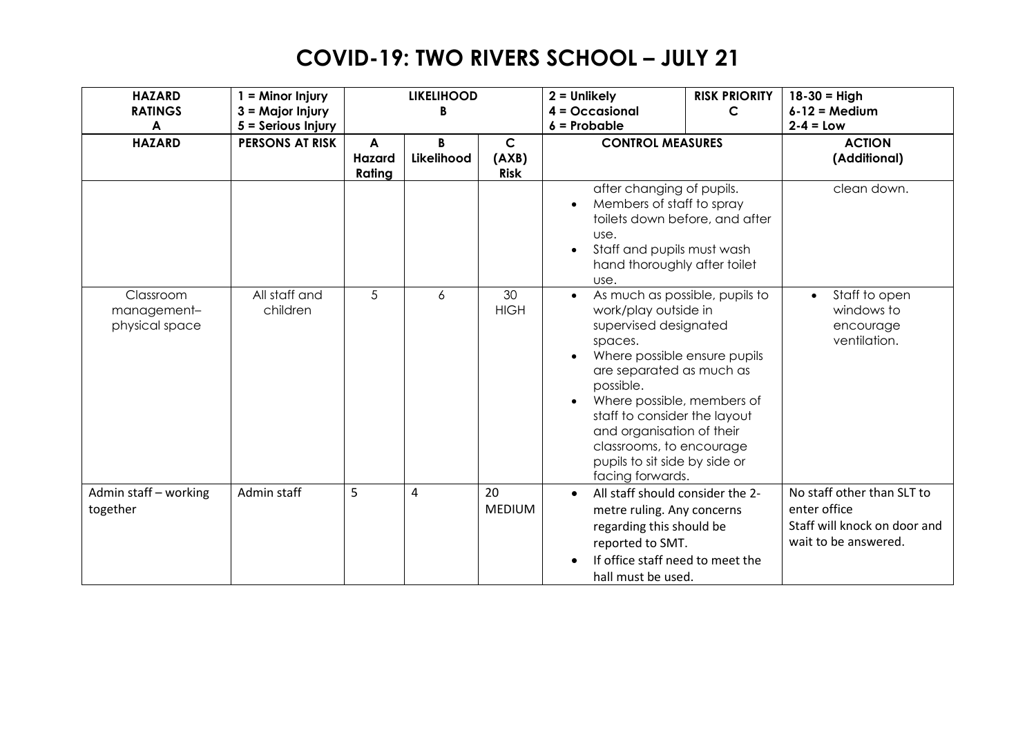# COVID-19: TWO RIVERS SCHOOL – JULY 21

| HAZARD RATINGS A | 1 = Minor Injury 3 = Major Injury 5 = Serious Injury | LIKELIHOOD B | | | 2 = Unlikely 4 = Occasional 6 = Probable | RISK PRIORITY C | 18-30 = High 6-12 = Medium 2-4 = Low |
|---|---|---|---|---|---|---|---|
| **HAZARD** | **PERSONS AT RISK** | **A Hazard Rating** | **B Likelihood** | **C (AXB) Risk** | **CONTROL MEASURES** | | **ACTION (Additional)** |
| | | | | | after changing of pupils.<br>• Members of staff to spray toilets down before, and after use.<br>• Staff and pupils must wash hand thoroughly after toilet use. | | clean down. |
| Classroom management– physical space | All staff and children | 5 | 6 | 30 HIGH | • As much as possible, pupils to work/play outside in supervised designated spaces.<br>• Where possible ensure pupils are separated as much as possible.<br>• Where possible, members of staff to consider the layout and organisation of their classrooms, to encourage pupils to sit side by side or facing forwards. | | • Staff to open windows to encourage ventilation. |
| Admin staff – working together | Admin staff | 5 | 4 | 20 MEDIUM | • All staff should consider the 2-metre ruling. Any concerns regarding this should be reported to SMT.<br>• If office staff need to meet the hall must be used. | | No staff other than SLT to enter office<br>Staff will knock on door and wait to be answered. |